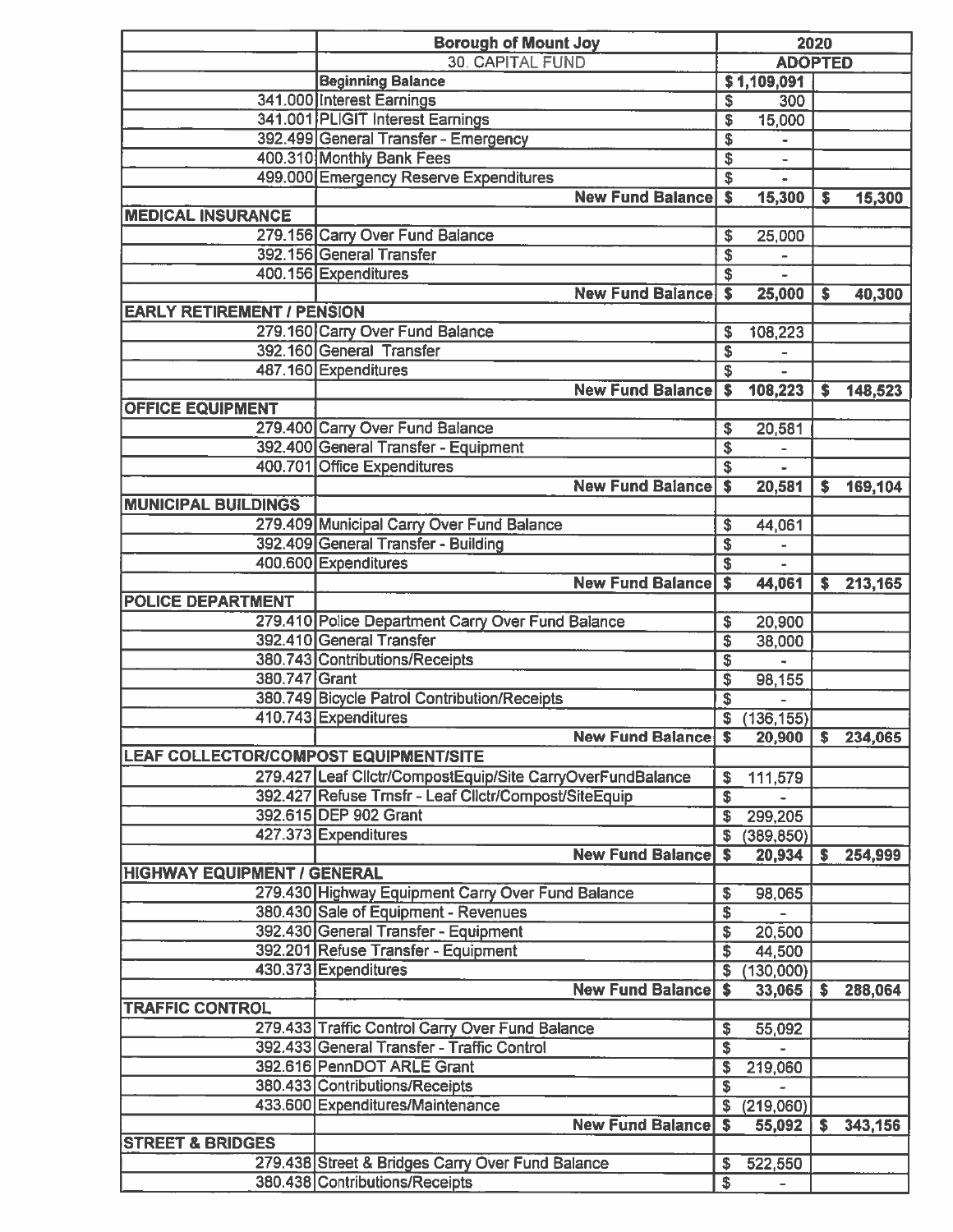| | Borough of Mount Joy | 2020 | |
|---|---|---|---|
| | 30 CAPITAL FUND | ADOPTED | |
| | Beginning Balance | $1,109,091 | |
| 341.000 | Interest Earnings | $ 300 | |
| 341.001 | PLIGIT Interest Earnings | $ 15,000 | |
| 392.499 | General Transfer - Emergency | $ - | |
| 400.310 | Monthly Bank Fees | $ - | |
| 499.000 | Emergency Reserve Expenditures | $ - | |
| | **New Fund Balance** | **$ 15,300** | **$ 15,300** |
| **MEDICAL INSURANCE** | | | |
| 279.156 | Carry Over Fund Balance | $ 25,000 | |
| 392.156 | General Transfer | $ - | |
| 400.156 | Expenditures | $ - | |
| | **New Fund Balance** | **$ 25,000** | **$ 40,300** |
| **EARLY RETIREMENT / PENSION** | | | |
| 279.160 | Carry Over Fund Balance | $ 108,223 | |
| 392.160 | General Transfer | $ - | |
| 487.160 | Expenditures | $ - | |
| | **New Fund Balance** | **$ 108,223** | **$ 148,523** |
| **OFFICE EQUIPMENT** | | | |
| 279.400 | Carry Over Fund Balance | $ 20,581 | |
| 392.400 | General Transfer - Equipment | $ - | |
| 400.701 | Office Expenditures | $ - | |
| | **New Fund Balance** | **$ 20,581** | **$ 169,104** |
| **MUNICIPAL BUILDINGS** | | | |
| 279.409 | Municipal Carry Over Fund Balance | $ 44,061 | |
| 392.409 | General Transfer - Building | $ - | |
| 400.600 | Expenditures | $ - | |
| | **New Fund Balance** | **$ 44,061** | **$ 213,165** |
| **POLICE DEPARTMENT** | | | |
| 279.410 | Police Department Carry Over Fund Balance | $ 20,900 | |
| 392.410 | General Transfer | $ 38,000 | |
| 380.743 | Contributions/Receipts | $ - | |
| 380.747 | Grant | $ 98,155 | |
| 380.749 | Bicycle Patrol Contribution/Receipts | $ - | |
| 410.743 | Expenditures | $ (136,155) | |
| | **New Fund Balance** | **$ 20,900** | **$ 234,065** |
| **LEAF COLLECTOR/COMPOST EQUIPMENT/SITE** | | | |
| 279.427 | Leaf Cllctr/CompostEquip/Site CarryOverFundBalance | $ 111,579 | |
| 392.427 | Refuse Trnsfr - Leaf Cllctr/Compost/SiteEquip | $ - | |
| 392.615 | DEP 902 Grant | $ 299,205 | |
| 427.373 | Expenditures | $ (389,850) | |
| | **New Fund Balance** | **$ 20,934** | **$ 254,999** |
| **HIGHWAY EQUIPMENT / GENERAL** | | | |
| 279.430 | Highway Equipment Carry Over Fund Balance | $ 98,065 | |
| 380.430 | Sale of Equipment - Revenues | $ - | |
| 392.430 | General Transfer - Equipment | $ 20,500 | |
| 392.201 | Refuse Transfer - Equipment | $ 44,500 | |
| 430.373 | Expenditures | $ (130,000) | |
| | **New Fund Balance** | **$ 33,065** | **$ 288,064** |
| **TRAFFIC CONTROL** | | | |
| 279.433 | Traffic Control Carry Over Fund Balance | $ 55,092 | |
| 392.433 | General Transfer - Traffic Control | $ - | |
| 392.616 | PennDOT ARLE Grant | $ 219,060 | |
| 380.433 | Contributions/Receipts | $ - | |
| 433.600 | Expenditures/Maintenance | $ (219,060) | |
| | **New Fund Balance** | **$ 55,092** | **$ 343,156** |
| **STREET & BRIDGES** | | | |
| 279.438 | Street & Bridges Carry Over Fund Balance | $ 522,550 | |
| 380.438 | Contributions/Receipts | $ - | |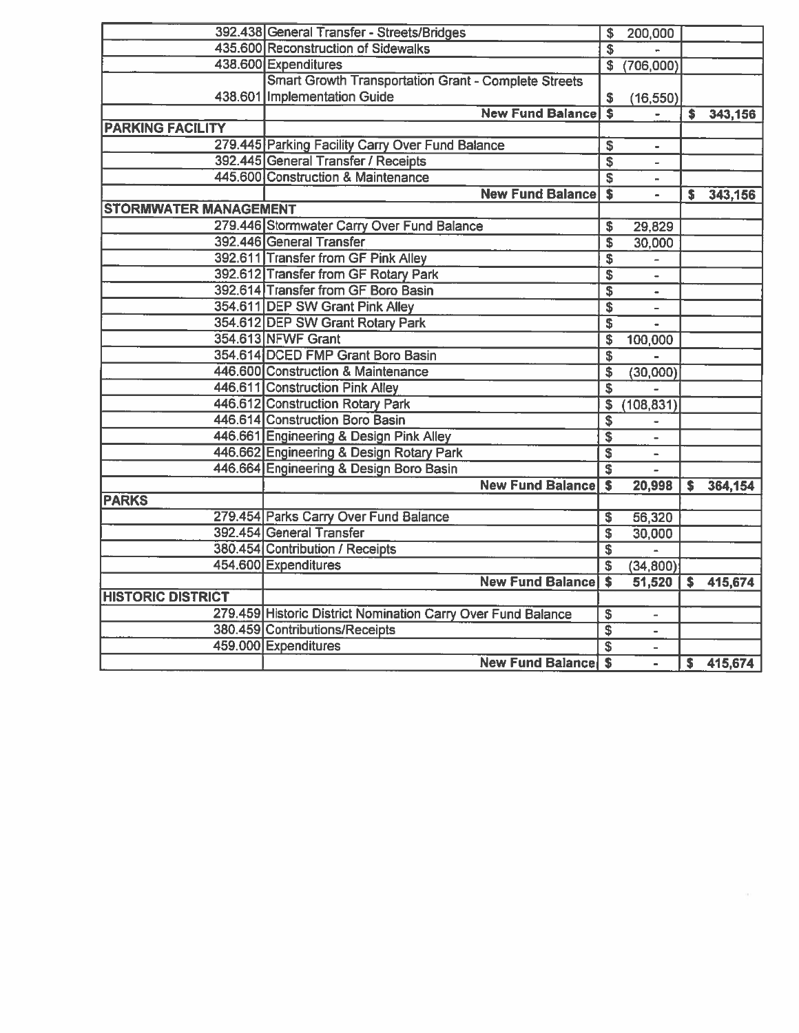| | | | |
|---|---|---|---|
| 392.438 | General Transfer - Streets/Bridges | $ 200,000 | |
| 435.600 | Reconstruction of Sidewalks | $ - | |
| 438.600 | Expenditures | $ (706,000) | |
| 438.601 | Smart Growth Transportation Grant - Complete Streets Implementation Guide | $ (16,550) | |
| | **New Fund Balance** | **$ -** | **$ 343,156** |
| **PARKING FACILITY** | | | |
| 279.445 | Parking Facility Carry Over Fund Balance | $ - | |
| 392.445 | General Transfer / Receipts | $ - | |
| 445.600 | Construction & Maintenance | $ - | |
| | **New Fund Balance** | **$ -** | **$ 343,156** |
| **STORMWATER MANAGEMENT** | | | |
| 279.446 | Stormwater Carry Over Fund Balance | $ 29,829 | |
| 392.446 | General Transfer | $ 30,000 | |
| 392.611 | Transfer from GF Pink Alley | $ - | |
| 392.612 | Transfer from GF Rotary Park | $ - | |
| 392.614 | Transfer from GF Boro Basin | $ - | |
| 354.611 | DEP SW Grant Pink Alley | $ - | |
| 354.612 | DEP SW Grant Rotary Park | $ - | |
| 354.613 | NFWF Grant | $ 100,000 | |
| 354.614 | DCED FMP Grant Boro Basin | $ - | |
| 446.600 | Construction & Maintenance | $ (30,000) | |
| 446.611 | Construction Pink Alley | $ - | |
| 446.612 | Construction Rotary Park | $ (108,831) | |
| 446.614 | Construction Boro Basin | $ - | |
| 446.661 | Engineering & Design Pink Alley | $ - | |
| 446.662 | Engineering & Design Rotary Park | $ - | |
| 446.664 | Engineering & Design Boro Basin | $ - | |
| | **New Fund Balance** | **$ 20,998** | **$ 364,154** |
| **PARKS** | | | |
| 279.454 | Parks Carry Over Fund Balance | $ 56,320 | |
| 392.454 | General Transfer | $ 30,000 | |
| 380.454 | Contribution / Receipts | $ - | |
| 454.600 | Expenditures | $ (34,800) | |
| | **New Fund Balance** | **$ 51,520** | **$ 415,674** |
| **HISTORIC DISTRICT** | | | |
| 279.459 | Historic District Nomination Carry Over Fund Balance | $ - | |
| 380.459 | Contributions/Receipts | $ - | |
| 459.000 | Expenditures | $ - | |
| | **New Fund Balance** | **$ -** | **$ 415,674** |